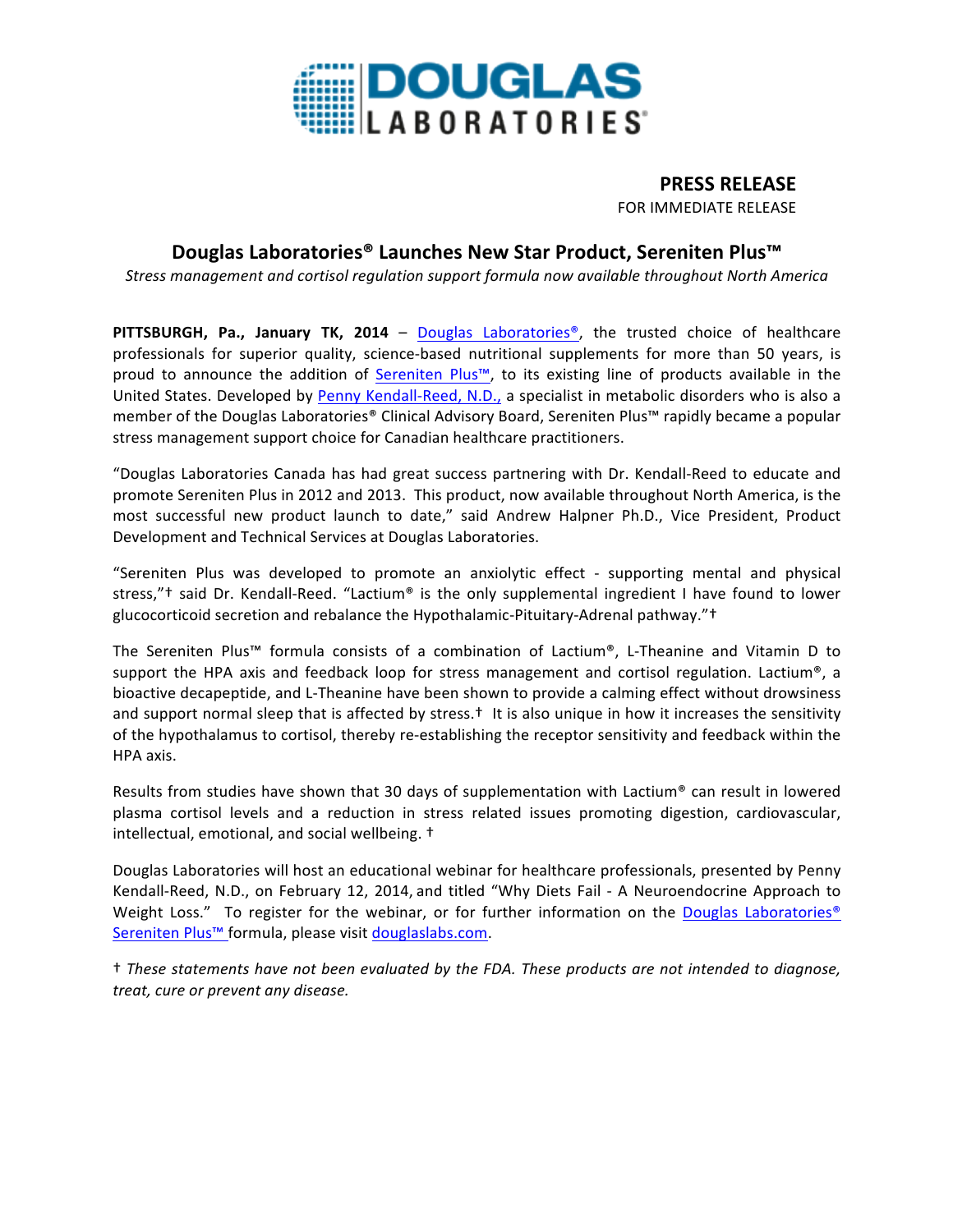DOUGLAS LABORATORIES®

**PRESS RELEASE**
FOR IMMEDIATE RELEASE

## Douglas Laboratories® Launches New Star Product, Sereniten Plus™

*Stress management and cortisol regulation support formula now available throughout North America*

**PITTSBURGH, Pa., January TK, 2014** – Douglas Laboratories®, the trusted choice of healthcare professionals for superior quality, science-based nutritional supplements for more than 50 years, is proud to announce the addition of Sereniten Plus™, to its existing line of products available in the United States. Developed by Penny Kendall-Reed, N.D., a specialist in metabolic disorders who is also a member of the Douglas Laboratories® Clinical Advisory Board, Sereniten Plus™ rapidly became a popular stress management support choice for Canadian healthcare practitioners.

"Douglas Laboratories Canada has had great success partnering with Dr. Kendall-Reed to educate and promote Sereniten Plus in 2012 and 2013. This product, now available throughout North America, is the most successful new product launch to date," said Andrew Halpner Ph.D., Vice President, Product Development and Technical Services at Douglas Laboratories.

"Sereniten Plus was developed to promote an anxiolytic effect - supporting mental and physical stress,"† said Dr. Kendall-Reed. "Lactium® is the only supplemental ingredient I have found to lower glucocorticoid secretion and rebalance the Hypothalamic-Pituitary-Adrenal pathway."†

The Sereniten Plus™ formula consists of a combination of Lactium®, L-Theanine and Vitamin D to support the HPA axis and feedback loop for stress management and cortisol regulation. Lactium®, a bioactive decapeptide, and L-Theanine have been shown to provide a calming effect without drowsiness and support normal sleep that is affected by stress.† It is also unique in how it increases the sensitivity of the hypothalamus to cortisol, thereby re-establishing the receptor sensitivity and feedback within the HPA axis.

Results from studies have shown that 30 days of supplementation with Lactium® can result in lowered plasma cortisol levels and a reduction in stress related issues promoting digestion, cardiovascular, intellectual, emotional, and social wellbeing. †

Douglas Laboratories will host an educational webinar for healthcare professionals, presented by Penny Kendall-Reed, N.D., on February 12, 2014, and titled "Why Diets Fail - A Neuroendocrine Approach to Weight Loss." To register for the webinar, or for further information on the Douglas Laboratories® Sereniten Plus™ formula, please visit douglaslabs.com.

† *These statements have not been evaluated by the FDA. These products are not intended to diagnose, treat, cure or prevent any disease.*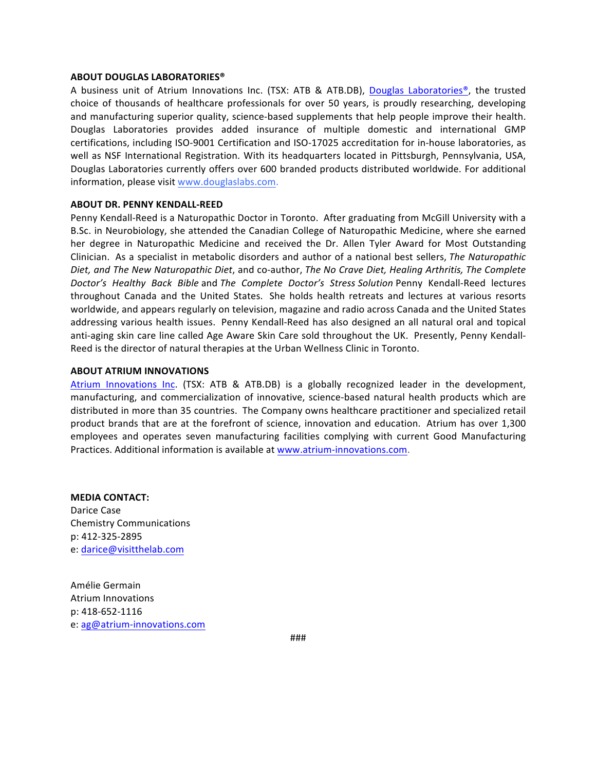**ABOUT DOUGLAS LABORATORIES®**

A business unit of Atrium Innovations Inc. (TSX: ATB & ATB.DB), Douglas Laboratories®, the trusted choice of thousands of healthcare professionals for over 50 years, is proudly researching, developing and manufacturing superior quality, science-based supplements that help people improve their health. Douglas Laboratories provides added insurance of multiple domestic and international GMP certifications, including ISO-9001 Certification and ISO-17025 accreditation for in-house laboratories, as well as NSF International Registration. With its headquarters located in Pittsburgh, Pennsylvania, USA, Douglas Laboratories currently offers over 600 branded products distributed worldwide. For additional information, please visit www.douglaslabs.com.

**ABOUT DR. PENNY KENDALL-REED**

Penny Kendall-Reed is a Naturopathic Doctor in Toronto. After graduating from McGill University with a B.Sc. in Neurobiology, she attended the Canadian College of Naturopathic Medicine, where she earned her degree in Naturopathic Medicine and received the Dr. Allen Tyler Award for Most Outstanding Clinician. As a specialist in metabolic disorders and author of a national best sellers, *The Naturopathic Diet, and The New Naturopathic Diet*, and co-author, *The No Crave Diet, Healing Arthritis, The Complete Doctor's Healthy Back Bible* and *The Complete Doctor's Stress Solution* Penny Kendall-Reed lectures throughout Canada and the United States. She holds health retreats and lectures at various resorts worldwide, and appears regularly on television, magazine and radio across Canada and the United States addressing various health issues. Penny Kendall-Reed has also designed an all natural oral and topical anti-aging skin care line called Age Aware Skin Care sold throughout the UK. Presently, Penny Kendall-Reed is the director of natural therapies at the Urban Wellness Clinic in Toronto.

**ABOUT ATRIUM INNOVATIONS**

Atrium Innovations Inc. (TSX: ATB & ATB.DB) is a globally recognized leader in the development, manufacturing, and commercialization of innovative, science-based natural health products which are distributed in more than 35 countries. The Company owns healthcare practitioner and specialized retail product brands that are at the forefront of science, innovation and education. Atrium has over 1,300 employees and operates seven manufacturing facilities complying with current Good Manufacturing Practices. Additional information is available at www.atrium-innovations.com.

**MEDIA CONTACT:**

Darice Case
Chemistry Communications
p: 412-325-2895
e: darice@visitthelab.com

Amélie Germain
Atrium Innovations
p: 418-652-1116
e: ag@atrium-innovations.com

###